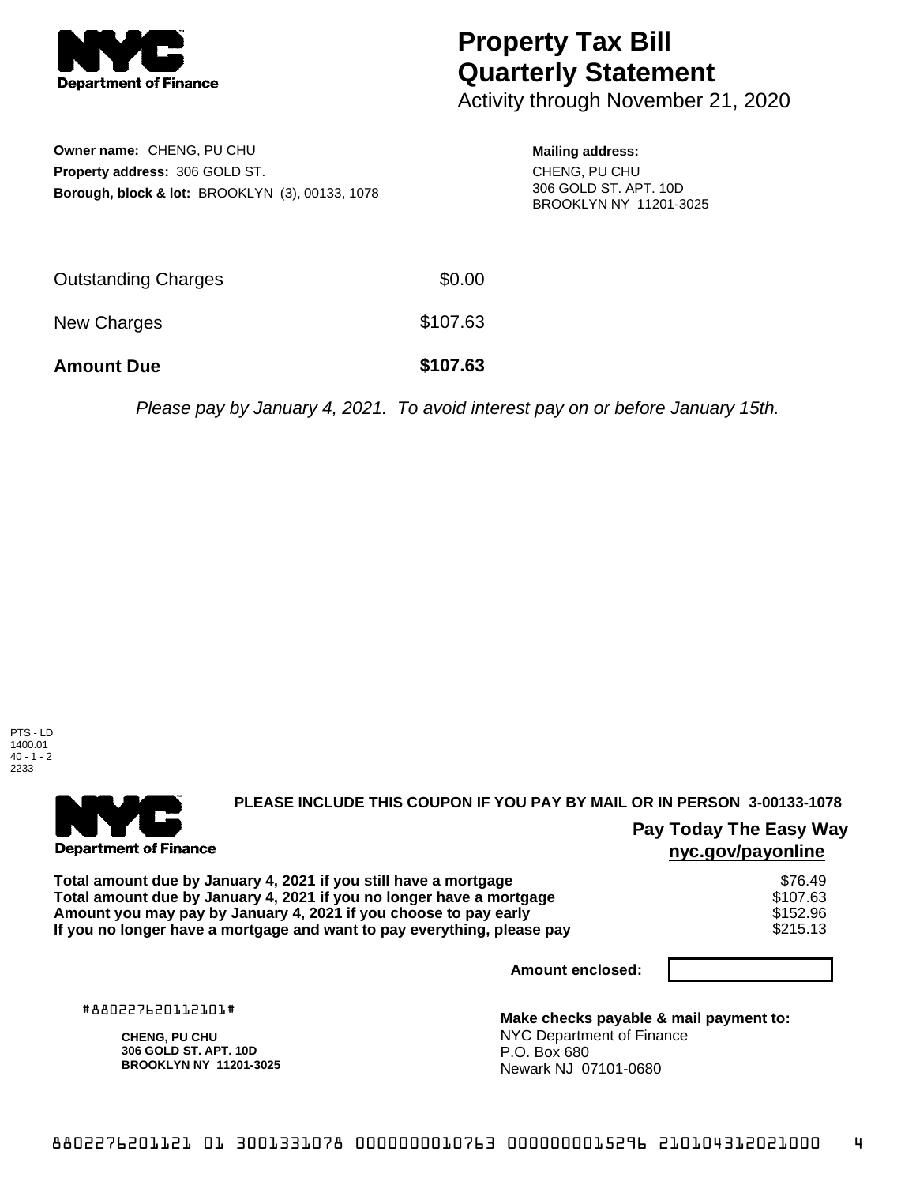# Property Tax Bill Quarterly Statement

Activity through November 21, 2020

**Owner name:** CHENG, PU CHU
**Property address:** 306 GOLD ST.
**Borough, block & lot:** BROOKLYN (3), 00133, 1078

**Mailing address:**
CHENG, PU CHU
306 GOLD ST. APT. 10D
BROOKLYN NY 11201-3025

| | |
|---|---|
| Outstanding Charges | $0.00 |
| New Charges | $107.63 |
| **Amount Due** | **$107.63** |

*Please pay by January 4, 2021. To avoid interest pay on or before January 15th.*

PTS - LD
1400.01
40 - 1 - 2
2233

**PLEASE INCLUDE THIS COUPON IF YOU PAY BY MAIL OR IN PERSON 3-00133-1078**

**Pay Today The Easy Way**
**nyc.gov/payonline**

| | |
|---|---|
| **Total amount due by January 4, 2021 if you still have a mortgage** | $76.49 |
| **Total amount due by January 4, 2021 if you no longer have a mortgage** | $107.63 |
| **Amount you may pay by January 4, 2021 if you choose to pay early** | $152.96 |
| **If you no longer have a mortgage and want to pay everything, please pay** | $215.13 |

**Amount enclosed:**

#880227620112101#

**CHENG, PU CHU**
**306 GOLD ST. APT. 10D**
**BROOKLYN NY 11201-3025**

**Make checks payable & mail payment to:**
NYC Department of Finance
P.O. Box 680
Newark NJ 07101-0680

8802276201121 01 3001331078 0000000010763 0000000015296 210104312021000 4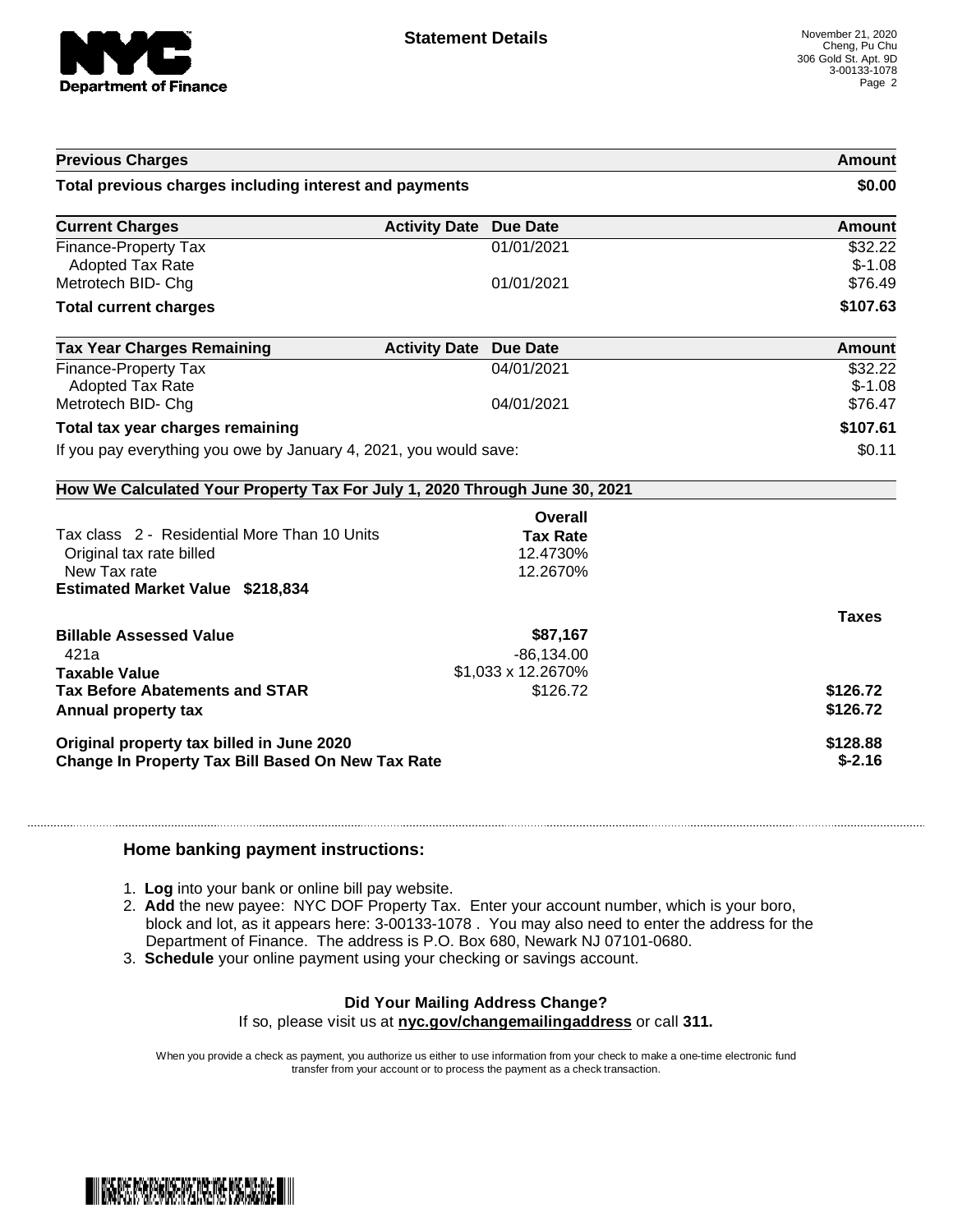# Statement Details

November 21, 2020
Cheng, Pu Chu
306 Gold St. Apt. 9D
3-00133-1078

**NYC Department of Finance**

| Previous Charges | Amount |
|---|---|
| **Total previous charges including interest and payments** | **$0.00** |

| Current Charges | Activity Date | Due Date | Amount |
|---|---|---|---|
| Finance-Property Tax | | 01/01/2021 | $32.22 |
| Adopted Tax Rate | | | $-1.08 |
| Metrotech BID- Chg | | 01/01/2021 | $76.49 |
| **Total current charges** | | | **$107.63** |

| Tax Year Charges Remaining | Activity Date | Due Date | Amount |
|---|---|---|---|
| Finance-Property Tax | | 04/01/2021 | $32.22 |
| Adopted Tax Rate | | | $-1.08 |
| Metrotech BID- Chg | | 04/01/2021 | $76.47 |
| **Total tax year charges remaining** | | | **$107.61** |

If you pay everything you owe by January 4, 2021, you would save: $0.11

## How We Calculated Your Property Tax For July 1, 2020 Through June 30, 2021

| | Overall Tax Rate | Taxes |
|---|---|---|
| Tax class 2 - Residential More Than 10 Units | | |
| Original tax rate billed | 12.4730% | |
| New Tax rate | 12.2670% | |
| **Estimated Market Value $218,834** | | |
| **Billable Assessed Value** | **$87,167** | |
| 421a | -86,134.00 | |
| **Taxable Value** | $1,033 x 12.2670% | |
| **Tax Before Abatements and STAR** | $126.72 | **$126.72** |
| **Annual property tax** | | **$126.72** |
| **Original property tax billed in June 2020** | | **$128.88** |
| **Change In Property Tax Bill Based On New Tax Rate** | | **$-2.16** |

### Home banking payment instructions:

1. **Log** into your bank or online bill pay website.
2. **Add** the new payee: NYC DOF Property Tax. Enter your account number, which is your boro, block and lot, as it appears here: 3-00133-1078 . You may also need to enter the address for the Department of Finance. The address is P.O. Box 680, Newark NJ 07101-0680.
3. **Schedule** your online payment using your checking or savings account.

**Did Your Mailing Address Change?**
If so, please visit us at **nyc.gov/changemailingaddress** or call **311.**

When you provide a check as payment, you authorize us either to use information from your check to make a one-time electronic fund transfer from your account or to process the payment as a check transaction.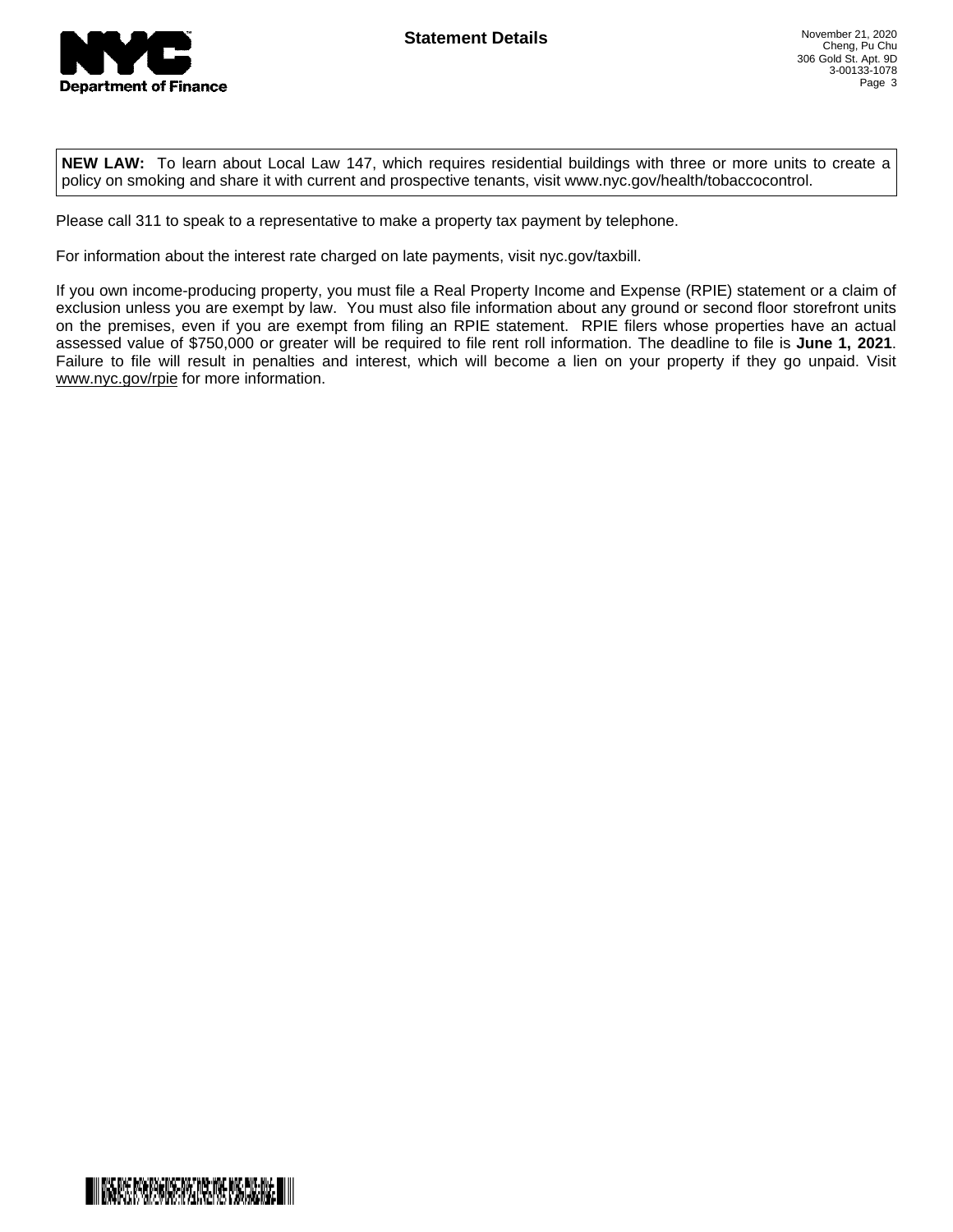**NEW LAW:** To learn about Local Law 147, which requires residential buildings with three or more units to create a policy on smoking and share it with current and prospective tenants, visit www.nyc.gov/health/tobaccocontrol.

Please call 311 to speak to a representative to make a property tax payment by telephone.

For information about the interest rate charged on late payments, visit nyc.gov/taxbill.

If you own income-producing property, you must file a Real Property Income and Expense (RPIE) statement or a claim of exclusion unless you are exempt by law. You must also file information about any ground or second floor storefront units on the premises, even if you are exempt from filing an RPIE statement. RPIE filers whose properties have an actual assessed value of $750,000 or greater will be required to file rent roll information. The deadline to file is **June 1, 2021**. Failure to file will result in penalties and interest, which will become a lien on your property if they go unpaid. Visit www.nyc.gov/rpie for more information.